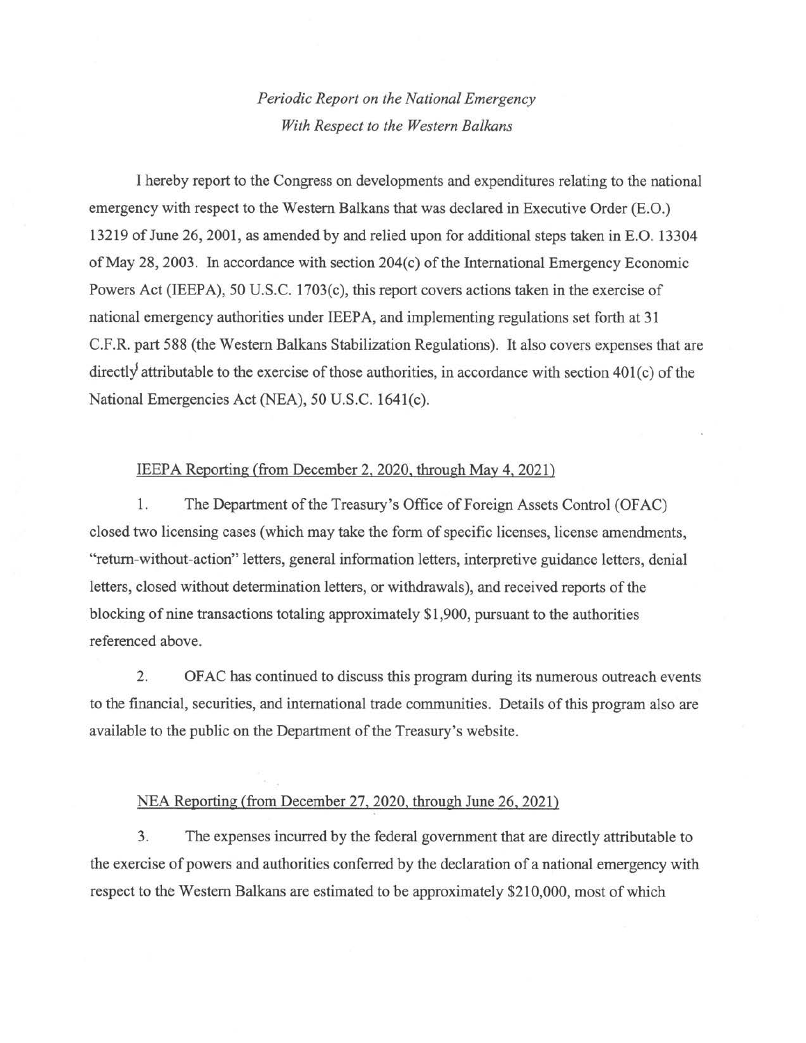*Periodic Report on the National Emergency*
*With Respect to the Western Balkans*

I hereby report to the Congress on developments and expenditures relating to the national emergency with respect to the Western Balkans that was declared in Executive Order (E.O.) 13219 of June 26, 2001, as amended by and relied upon for additional steps taken in E.O. 13304 of May 28, 2003. In accordance with section 204(c) of the International Emergency Economic Powers Act (IEEPA), 50 U.S.C. 1703(c), this report covers actions taken in the exercise of national emergency authorities under IEEPA, and implementing regulations set forth at 31 C.F.R. part 588 (the Western Balkans Stabilization Regulations). It also covers expenses that are directly attributable to the exercise of those authorities, in accordance with section 401(c) of the National Emergencies Act (NEA), 50 U.S.C. 1641(c).

IEEPA Reporting (from December 2, 2020, through May 4, 2021)

1. The Department of the Treasury's Office of Foreign Assets Control (OFAC) closed two licensing cases (which may take the form of specific licenses, license amendments, "return-without-action" letters, general information letters, interpretive guidance letters, denial letters, closed without determination letters, or withdrawals), and received reports of the blocking of nine transactions totaling approximately $1,900, pursuant to the authorities referenced above.

2. OFAC has continued to discuss this program during its numerous outreach events to the financial, securities, and international trade communities. Details of this program also are available to the public on the Department of the Treasury's website.

NEA Reporting (from December 27, 2020, through June 26, 2021)

3. The expenses incurred by the federal government that are directly attributable to the exercise of powers and authorities conferred by the declaration of a national emergency with respect to the Western Balkans are estimated to be approximately $210,000, most of which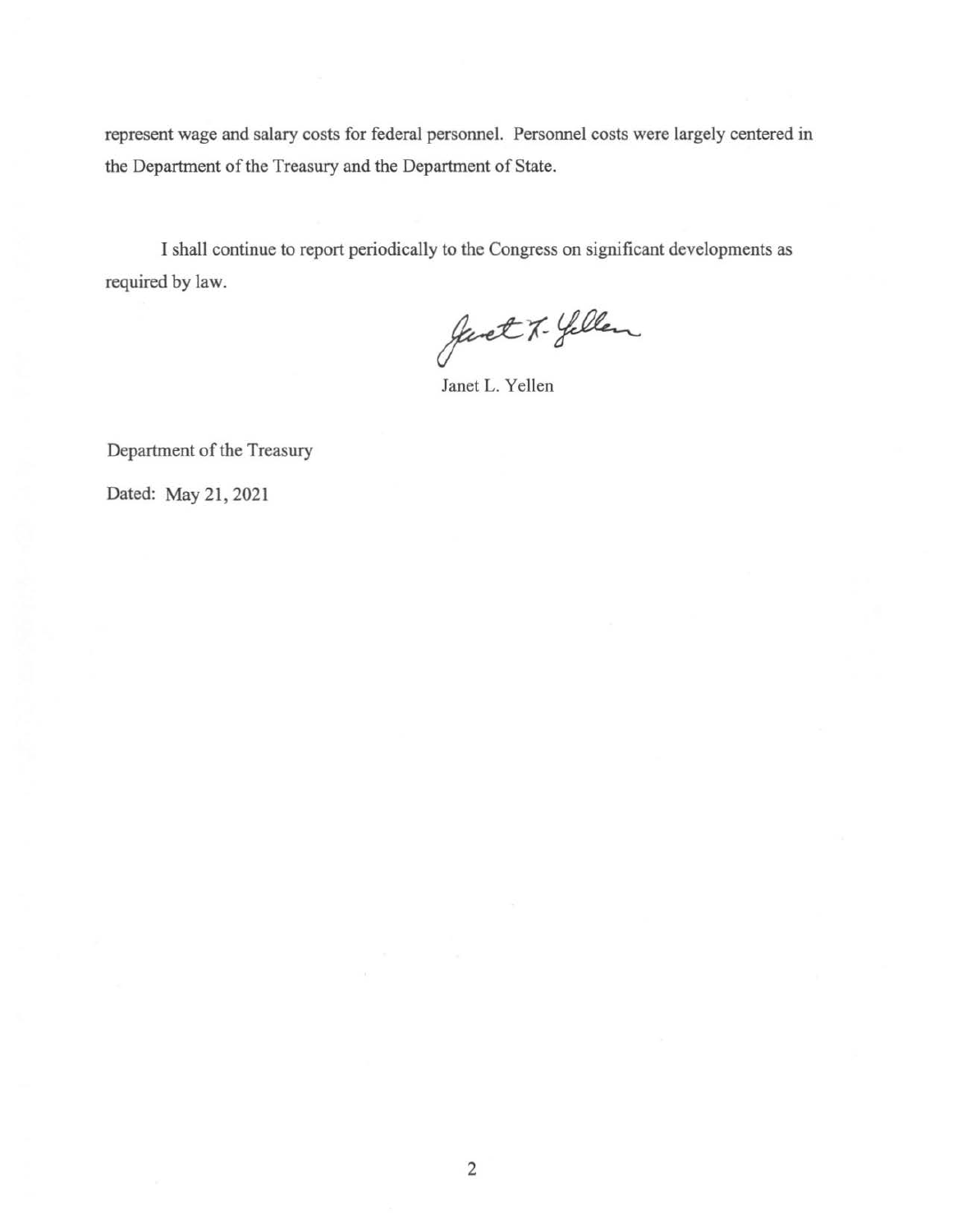represent wage and salary costs for federal personnel. Personnel costs were largely centered in the Department of the Treasury and the Department of State.

I shall continue to report periodically to the Congress on significant developments as required by law.

Janet L. Yellen

Department of the Treasury

Dated: May 21, 2021